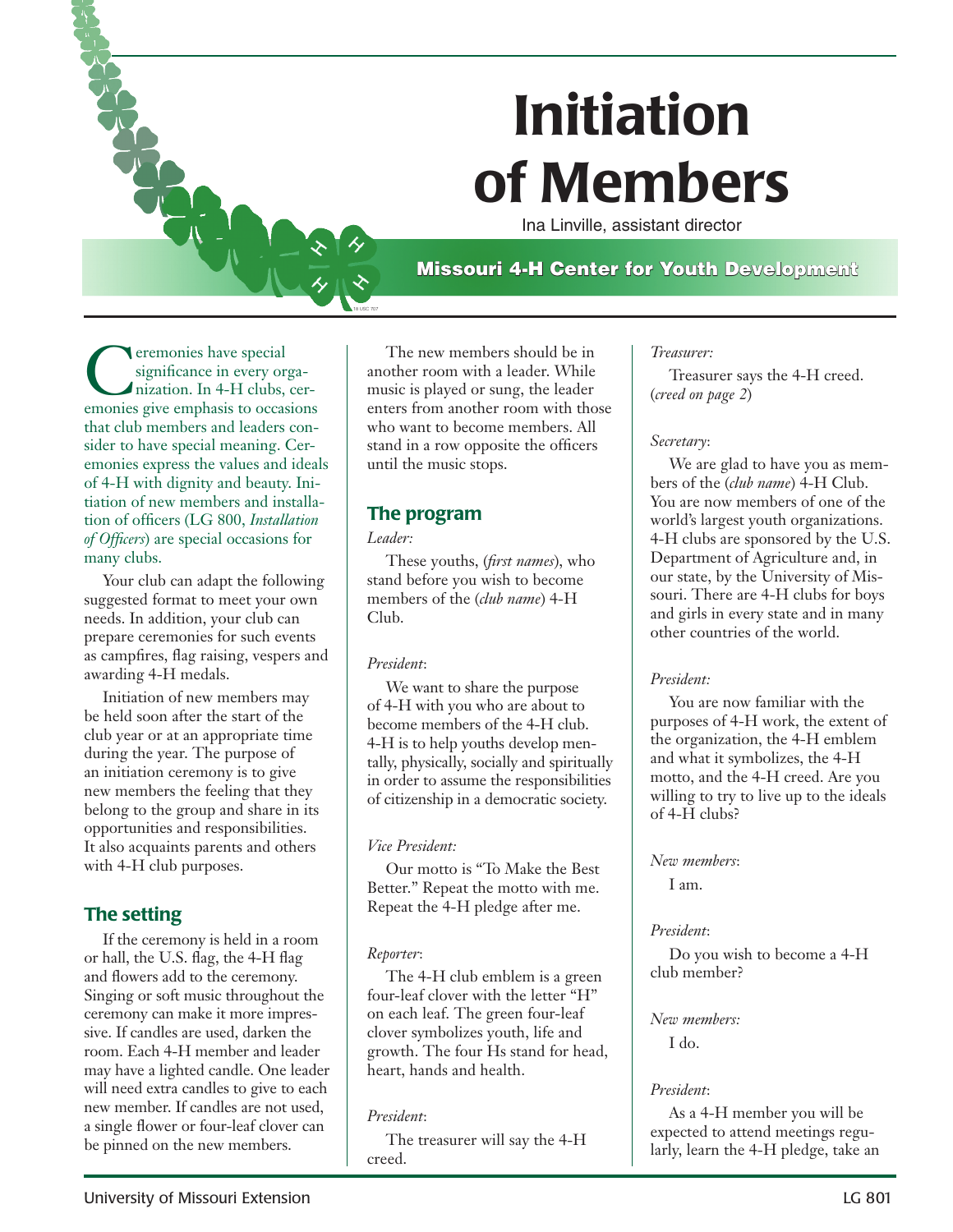# Initiation of Members

Ina Linville, assistant director

**Missouri 4-H Center for Youth Development**

Ceremonies have special significance in every organization. In 4-H clubs, ceremonies give emphasis to occasions that club members and leaders consider to have special meaning. Ceremonies express the values and ideals of 4-H with dignity and beauty. Initiation of new members and installation of officers (LG 800, *Installation of Officers*) are special occasions for many clubs.

Your club can adapt the following suggested format to meet your own needs. In addition, your club can prepare ceremonies for such events as campfires, flag raising, vespers and awarding 4-H medals.

Initiation of new members may be held soon after the start of the club year or at an appropriate time during the year. The purpose of an initiation ceremony is to give new members the feeling that they belong to the group and share in its opportunities and responsibilities. It also acquaints parents and others with 4-H club purposes.

## The setting

If the ceremony is held in a room or hall, the U.S. flag, the 4-H flag and flowers add to the ceremony. Singing or soft music throughout the ceremony can make it more impressive. If candles are used, darken the room. Each 4-H member and leader may have a lighted candle. One leader will need extra candles to give to each new member. If candles are not used, a single flower or four-leaf clover can be pinned on the new members.

The new members should be in another room with a leader. While music is played or sung, the leader enters from another room with those who want to become members. All stand in a row opposite the officers until the music stops.

## The program

*Leader:*

These youths, (*first names*), who stand before you wish to become members of the (*club name*) 4-H Club.

*President*:

We want to share the purpose of 4-H with you who are about to become members of the 4-H club. 4-H is to help youths develop mentally, physically, socially and spiritually in order to assume the responsibilities of citizenship in a democratic society.

*Vice President:*

Our motto is "To Make the Best Better." Repeat the motto with me. Repeat the 4-H pledge after me.

*Reporter*:

The 4-H club emblem is a green four-leaf clover with the letter "H" on each leaf. The green four-leaf clover symbolizes youth, life and growth. The four Hs stand for head, heart, hands and health.

*President*:

The treasurer will say the 4-H creed.

*Treasurer:*

Treasurer says the 4-H creed. (*creed on page 2*)

*Secretary*:

We are glad to have you as members of the (*club name*) 4-H Club. You are now members of one of the world's largest youth organizations. 4-H clubs are sponsored by the U.S. Department of Agriculture and, in our state, by the University of Missouri. There are 4-H clubs for boys and girls in every state and in many other countries of the world.

*President:*

You are now familiar with the purposes of 4-H work, the extent of the organization, the 4-H emblem and what it symbolizes, the 4-H motto, and the 4-H creed. Are you willing to try to live up to the ideals of 4-H clubs?

*New members*:

I am.

*President*:

Do you wish to become a 4-H club member?

*New members:*

I do.

*President*:

As a 4-H member you will be expected to attend meetings regularly, learn the 4-H pledge, take an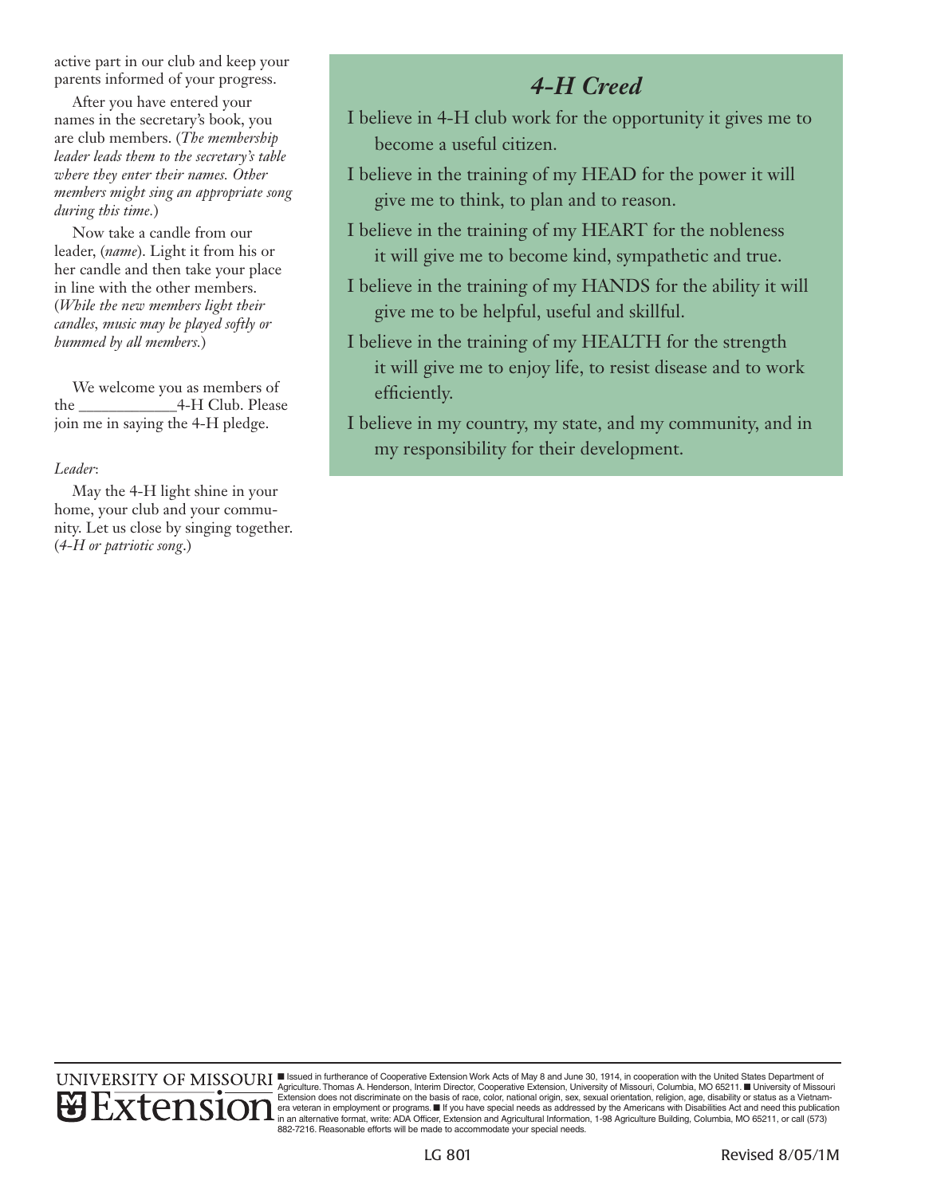active part in our club and keep your parents informed of your progress.

After you have entered your names in the secretary's book, you are club members. (*The membership leader leads them to the secretary's table where they enter their names. Other members might sing an appropriate song during this time.*)

Now take a candle from our leader, (*name*). Light it from his or her candle and then take your place in line with the other members. (*While the new members light their candles, music may be played softly or hummed by all members.*)

We welcome you as members of the ____________4-H Club. Please join me in saying the 4-H pledge.

*Leader*:

May the 4-H light shine in your home, your club and your community. Let us close by singing together. (*4-H or patriotic song*.)

## *4-H Creed*

I believe in 4-H club work for the opportunity it gives me to become a useful citizen.

I believe in the training of my HEAD for the power it will give me to think, to plan and to reason.

I believe in the training of my HEART for the nobleness it will give me to become kind, sympathetic and true.

I believe in the training of my HANDS for the ability it will give me to be helpful, useful and skillful.

I believe in the training of my HEALTH for the strength it will give me to enjoy life, to resist disease and to work efficiently.

I believe in my country, my state, and my community, and in my responsibility for their development.

---

UNIVERSITY OF MISSOURI Extension

■ Issued in furtherance of Cooperative Extension Work Acts of May 8 and June 30, 1914, in cooperation with the United States Department of Agriculture. Thomas A. Henderson, Interim Director, Cooperative Extension, University of Missouri, Columbia, MO 65211. ■ University of Missouri Extension does not discriminate on the basis of race, color, national origin, sex, sexual orientation, religion, age, disability or status as a Vietnam-era veteran in employment or programs. ■ If you have special needs as addressed by the Americans with Disabilities Act and need this publication in an alternative format, write: ADA Officer, Extension and Agricultural Information, 1-98 Agriculture Building, Columbia, MO 65211, or call (573) 882-7216. Reasonable efforts will be made to accommodate your special needs.

LG 801 Revised 8/05/1M